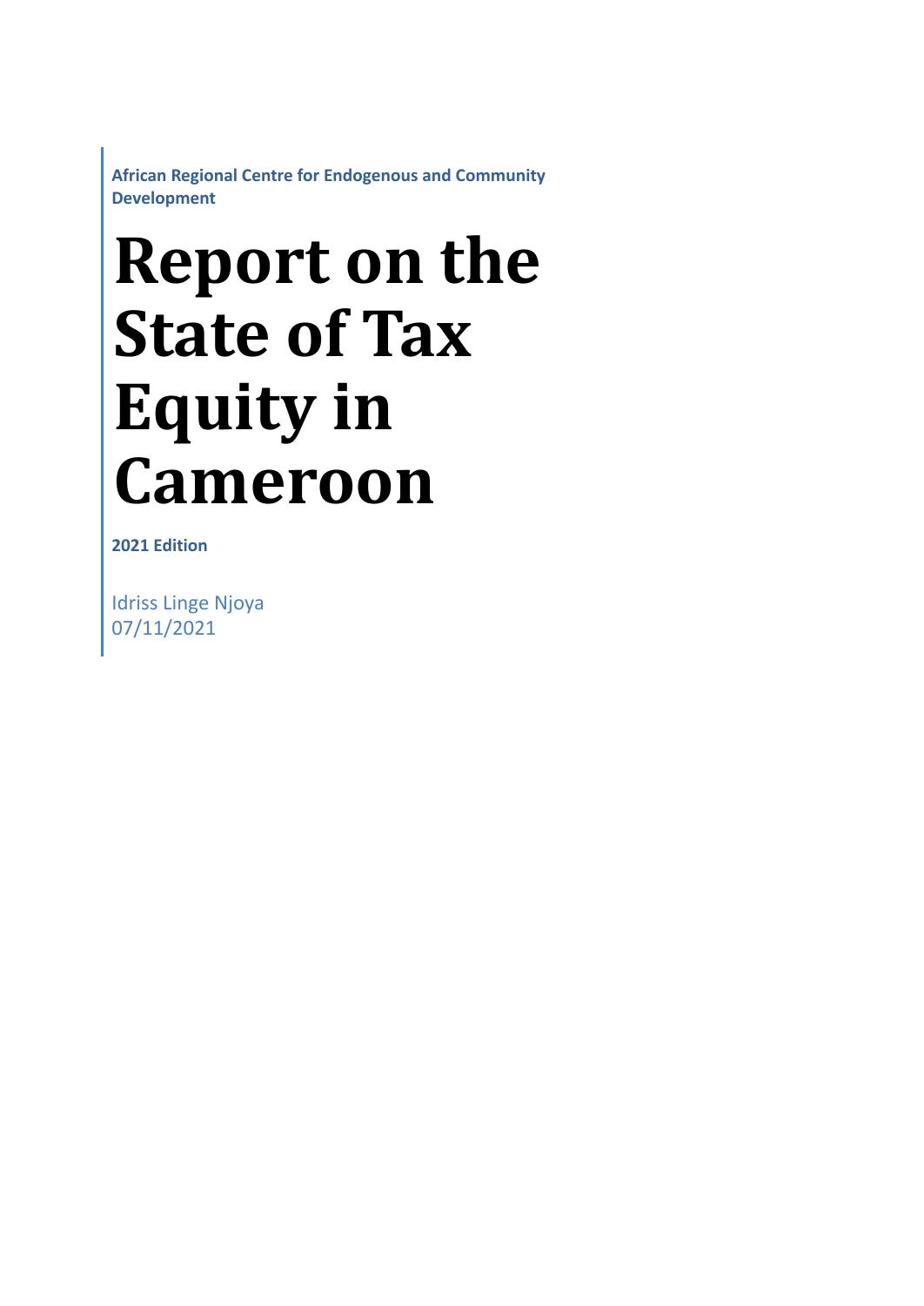**African Regional Centre for Endogenous and Community Development**

# Report on the State of Tax Equity in Cameroon

**2021 Edition**

Idriss Linge Njoya
07/11/2021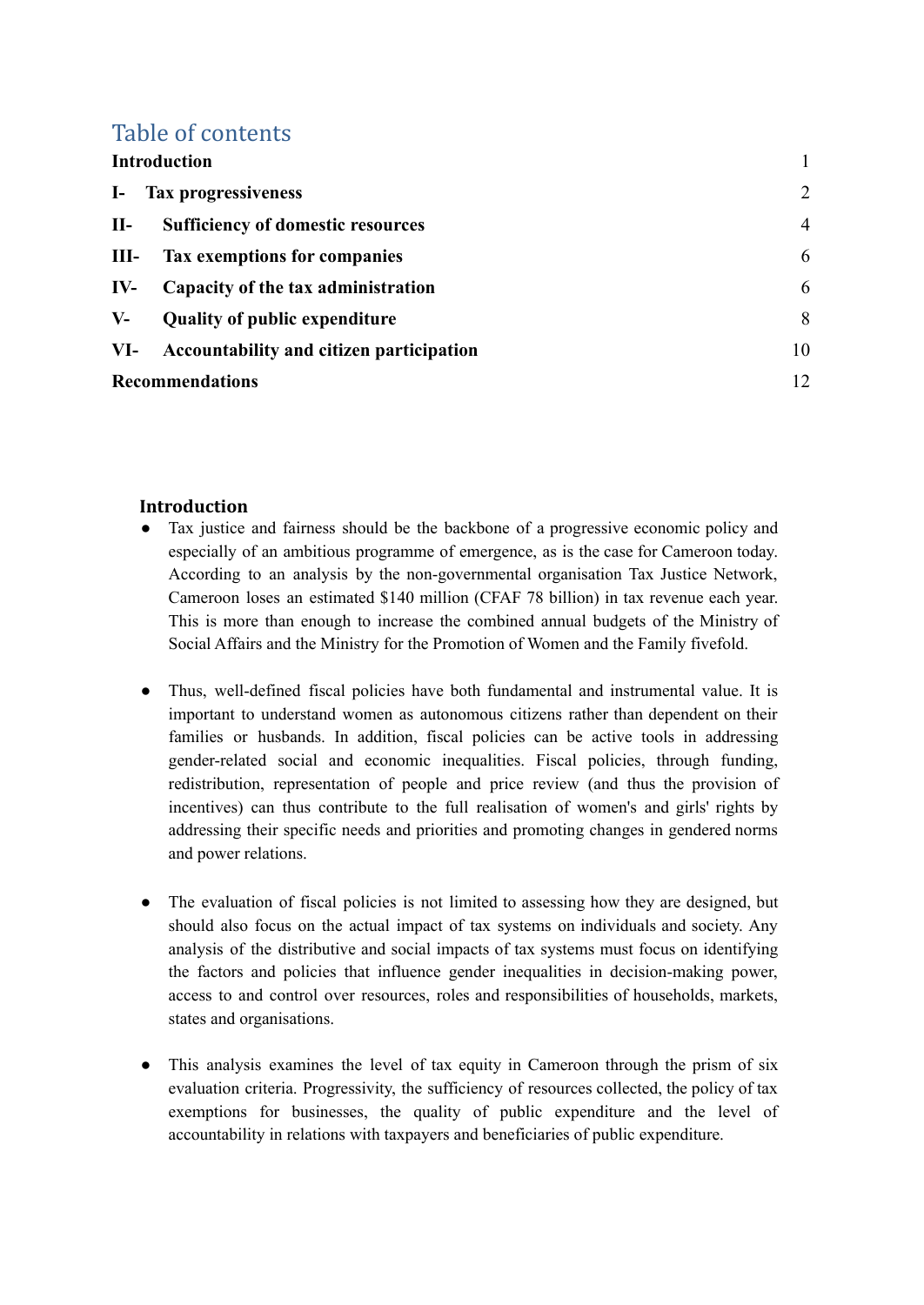## Table of contents

| | |
|---|---|
| **Introduction** | 1 |
| **I- Tax progressiveness** | 2 |
| **II- Sufficiency of domestic resources** | 4 |
| **III- Tax exemptions for companies** | 6 |
| **IV- Capacity of the tax administration** | 6 |
| **V- Quality of public expenditure** | 8 |
| **VI- Accountability and citizen participation** | 10 |
| **Recommendations** | 12 |

## Introduction

- Tax justice and fairness should be the backbone of a progressive economic policy and especially of an ambitious programme of emergence, as is the case for Cameroon today. According to an analysis by the non-governmental organisation Tax Justice Network, Cameroon loses an estimated $140 million (CFAF 78 billion) in tax revenue each year. This is more than enough to increase the combined annual budgets of the Ministry of Social Affairs and the Ministry for the Promotion of Women and the Family fivefold.

- Thus, well-defined fiscal policies have both fundamental and instrumental value. It is important to understand women as autonomous citizens rather than dependent on their families or husbands. In addition, fiscal policies can be active tools in addressing gender-related social and economic inequalities. Fiscal policies, through funding, redistribution, representation of people and price review (and thus the provision of incentives) can thus contribute to the full realisation of women's and girls' rights by addressing their specific needs and priorities and promoting changes in gendered norms and power relations.

- The evaluation of fiscal policies is not limited to assessing how they are designed, but should also focus on the actual impact of tax systems on individuals and society. Any analysis of the distributive and social impacts of tax systems must focus on identifying the factors and policies that influence gender inequalities in decision-making power, access to and control over resources, roles and responsibilities of households, markets, states and organisations.

- This analysis examines the level of tax equity in Cameroon through the prism of six evaluation criteria. Progressivity, the sufficiency of resources collected, the policy of tax exemptions for businesses, the quality of public expenditure and the level of accountability in relations with taxpayers and beneficiaries of public expenditure.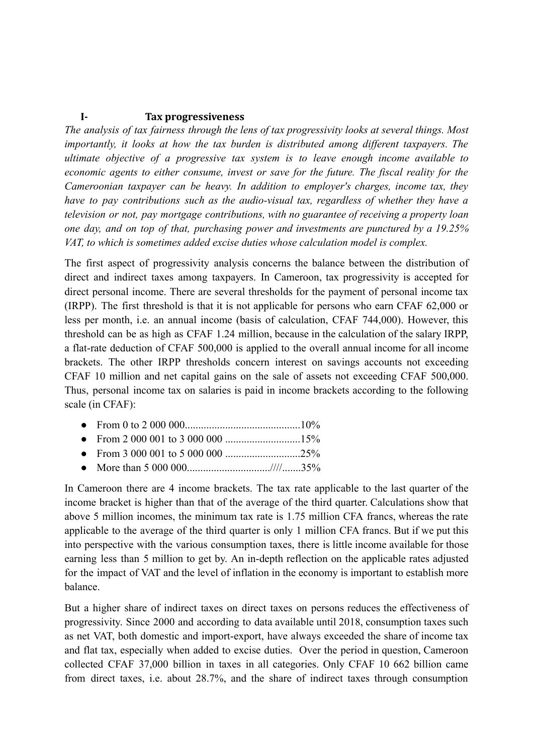## I- Tax progressiveness

*The analysis of tax fairness through the lens of tax progressivity looks at several things. Most importantly, it looks at how the tax burden is distributed among different taxpayers. The ultimate objective of a progressive tax system is to leave enough income available to economic agents to either consume, invest or save for the future. The fiscal reality for the Cameroonian taxpayer can be heavy. In addition to employer's charges, income tax, they have to pay contributions such as the audio-visual tax, regardless of whether they have a television or not, pay mortgage contributions, with no guarantee of receiving a property loan one day, and on top of that, purchasing power and investments are punctured by a 19.25% VAT, to which is sometimes added excise duties whose calculation model is complex.*

The first aspect of progressivity analysis concerns the balance between the distribution of direct and indirect taxes among taxpayers. In Cameroon, tax progressivity is accepted for direct personal income. There are several thresholds for the payment of personal income tax (IRPP). The first threshold is that it is not applicable for persons who earn CFAF 62,000 or less per month, i.e. an annual income (basis of calculation, CFAF 744,000). However, this threshold can be as high as CFAF 1.24 million, because in the calculation of the salary IRPP, a flat-rate deduction of CFAF 500,000 is applied to the overall annual income for all income brackets. The other IRPP thresholds concern interest on savings accounts not exceeding CFAF 10 million and net capital gains on the sale of assets not exceeding CFAF 500,000. Thus, personal income tax on salaries is paid in income brackets according to the following scale (in CFAF):

- From 0 to 2 000 000...........................................10%
- From 2 000 001 to 3 000 000 ............................15%
- From 3 000 001 to 5 000 000 ............................25%
- More than 5 000 000..............................////.......35%

In Cameroon there are 4 income brackets. The tax rate applicable to the last quarter of the income bracket is higher than that of the average of the third quarter. Calculations show that above 5 million incomes, the minimum tax rate is 1.75 million CFA francs, whereas the rate applicable to the average of the third quarter is only 1 million CFA francs. But if we put this into perspective with the various consumption taxes, there is little income available for those earning less than 5 million to get by. An in-depth reflection on the applicable rates adjusted for the impact of VAT and the level of inflation in the economy is important to establish more balance.

But a higher share of indirect taxes on direct taxes on persons reduces the effectiveness of progressivity. Since 2000 and according to data available until 2018, consumption taxes such as net VAT, both domestic and import-export, have always exceeded the share of income tax and flat tax, especially when added to excise duties. Over the period in question, Cameroon collected CFAF 37,000 billion in taxes in all categories. Only CFAF 10 662 billion came from direct taxes, i.e. about 28.7%, and the share of indirect taxes through consumption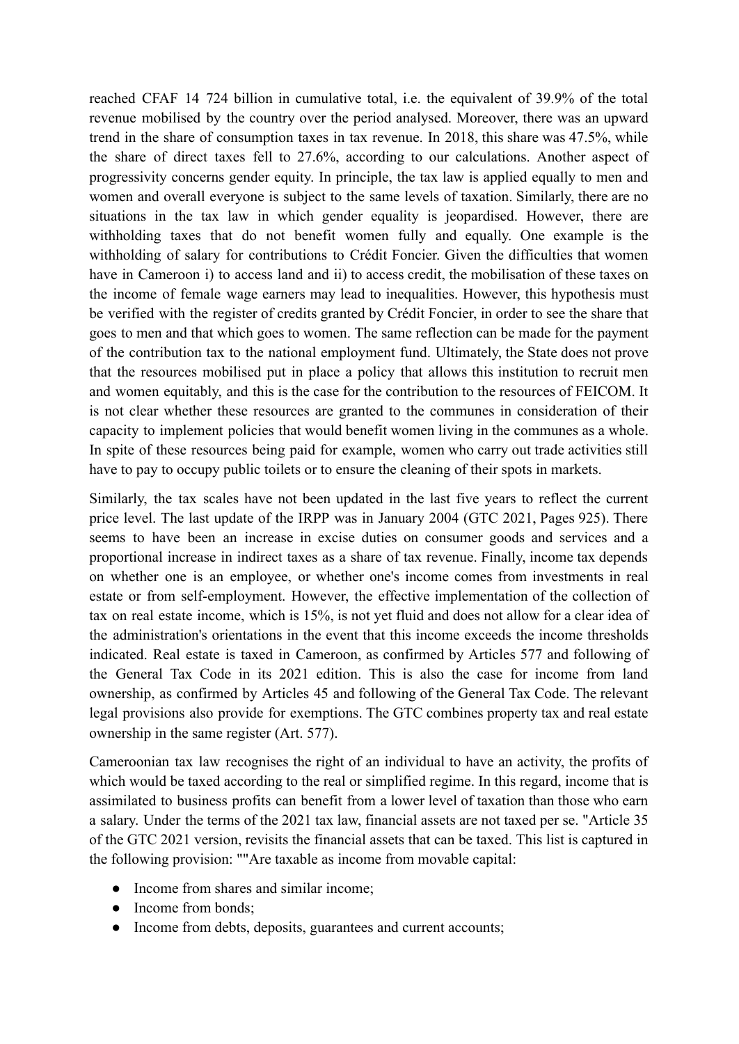reached CFAF 14 724 billion in cumulative total, i.e. the equivalent of 39.9% of the total revenue mobilised by the country over the period analysed. Moreover, there was an upward trend in the share of consumption taxes in tax revenue. In 2018, this share was 47.5%, while the share of direct taxes fell to 27.6%, according to our calculations. Another aspect of progressivity concerns gender equity. In principle, the tax law is applied equally to men and women and overall everyone is subject to the same levels of taxation. Similarly, there are no situations in the tax law in which gender equality is jeopardised. However, there are withholding taxes that do not benefit women fully and equally. One example is the withholding of salary for contributions to Crédit Foncier. Given the difficulties that women have in Cameroon i) to access land and ii) to access credit, the mobilisation of these taxes on the income of female wage earners may lead to inequalities. However, this hypothesis must be verified with the register of credits granted by Crédit Foncier, in order to see the share that goes to men and that which goes to women. The same reflection can be made for the payment of the contribution tax to the national employment fund. Ultimately, the State does not prove that the resources mobilised put in place a policy that allows this institution to recruit men and women equitably, and this is the case for the contribution to the resources of FEICOM. It is not clear whether these resources are granted to the communes in consideration of their capacity to implement policies that would benefit women living in the communes as a whole. In spite of these resources being paid for example, women who carry out trade activities still have to pay to occupy public toilets or to ensure the cleaning of their spots in markets.

Similarly, the tax scales have not been updated in the last five years to reflect the current price level. The last update of the IRPP was in January 2004 (GTC 2021, Pages 925). There seems to have been an increase in excise duties on consumer goods and services and a proportional increase in indirect taxes as a share of tax revenue. Finally, income tax depends on whether one is an employee, or whether one's income comes from investments in real estate or from self-employment. However, the effective implementation of the collection of tax on real estate income, which is 15%, is not yet fluid and does not allow for a clear idea of the administration's orientations in the event that this income exceeds the income thresholds indicated. Real estate is taxed in Cameroon, as confirmed by Articles 577 and following of the General Tax Code in its 2021 edition. This is also the case for income from land ownership, as confirmed by Articles 45 and following of the General Tax Code. The relevant legal provisions also provide for exemptions. The GTC combines property tax and real estate ownership in the same register (Art. 577).

Cameroonian tax law recognises the right of an individual to have an activity, the profits of which would be taxed according to the real or simplified regime. In this regard, income that is assimilated to business profits can benefit from a lower level of taxation than those who earn a salary. Under the terms of the 2021 tax law, financial assets are not taxed per se. "Article 35 of the GTC 2021 version, revisits the financial assets that can be taxed. This list is captured in the following provision: ""Are taxable as income from movable capital:

- Income from shares and similar income;
- Income from bonds;
- Income from debts, deposits, guarantees and current accounts;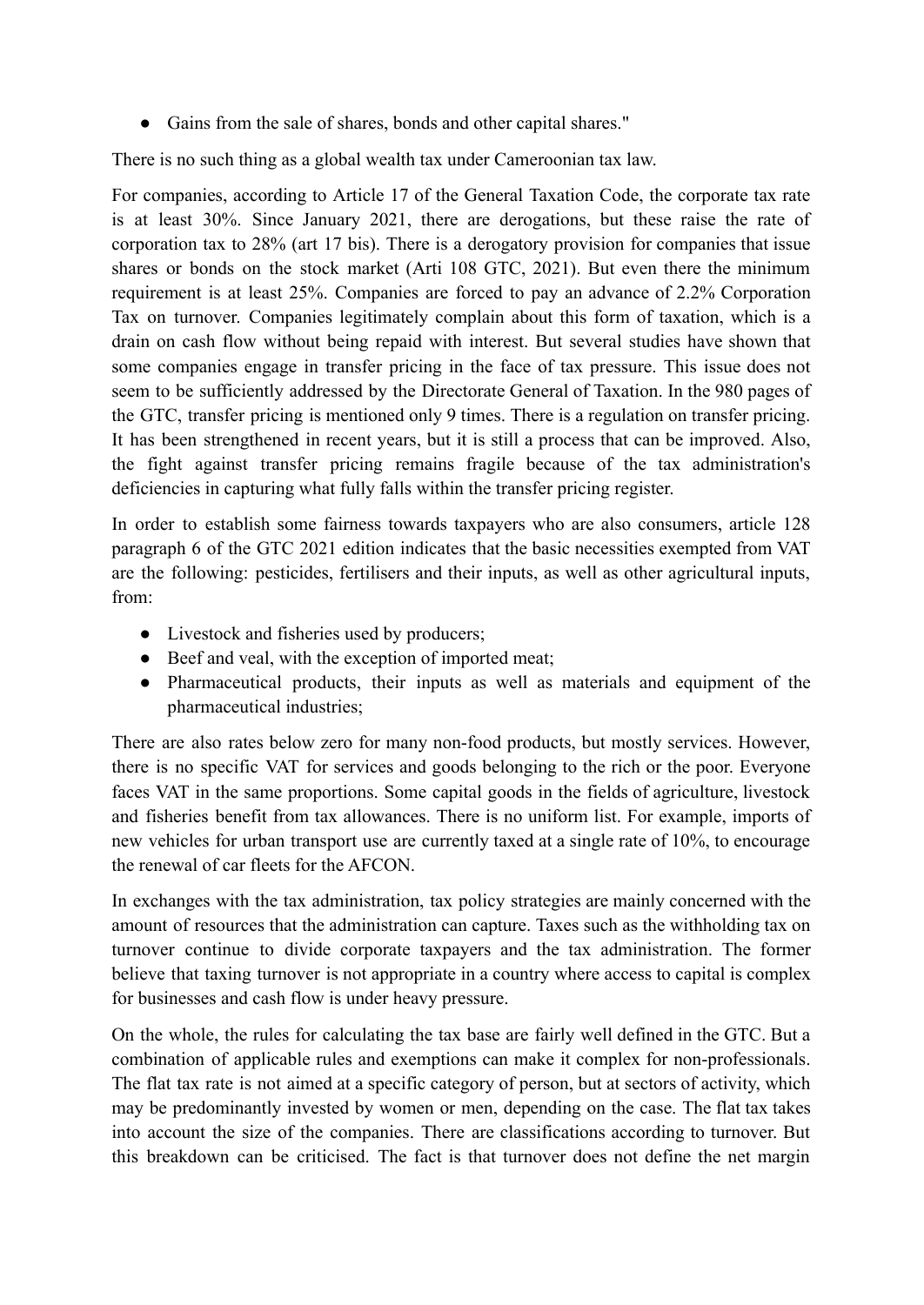- Gains from the sale of shares, bonds and other capital shares."

There is no such thing as a global wealth tax under Cameroonian tax law.

For companies, according to Article 17 of the General Taxation Code, the corporate tax rate is at least 30%. Since January 2021, there are derogations, but these raise the rate of corporation tax to 28% (art 17 bis). There is a derogatory provision for companies that issue shares or bonds on the stock market (Arti 108 GTC, 2021). But even there the minimum requirement is at least 25%. Companies are forced to pay an advance of 2.2% Corporation Tax on turnover. Companies legitimately complain about this form of taxation, which is a drain on cash flow without being repaid with interest. But several studies have shown that some companies engage in transfer pricing in the face of tax pressure. This issue does not seem to be sufficiently addressed by the Directorate General of Taxation. In the 980 pages of the GTC, transfer pricing is mentioned only 9 times. There is a regulation on transfer pricing. It has been strengthened in recent years, but it is still a process that can be improved. Also, the fight against transfer pricing remains fragile because of the tax administration's deficiencies in capturing what fully falls within the transfer pricing register.

In order to establish some fairness towards taxpayers who are also consumers, article 128 paragraph 6 of the GTC 2021 edition indicates that the basic necessities exempted from VAT are the following: pesticides, fertilisers and their inputs, as well as other agricultural inputs, from:

- Livestock and fisheries used by producers;
- Beef and veal, with the exception of imported meat;
- Pharmaceutical products, their inputs as well as materials and equipment of the pharmaceutical industries;

There are also rates below zero for many non-food products, but mostly services. However, there is no specific VAT for services and goods belonging to the rich or the poor. Everyone faces VAT in the same proportions. Some capital goods in the fields of agriculture, livestock and fisheries benefit from tax allowances. There is no uniform list. For example, imports of new vehicles for urban transport use are currently taxed at a single rate of 10%, to encourage the renewal of car fleets for the AFCON.

In exchanges with the tax administration, tax policy strategies are mainly concerned with the amount of resources that the administration can capture. Taxes such as the withholding tax on turnover continue to divide corporate taxpayers and the tax administration. The former believe that taxing turnover is not appropriate in a country where access to capital is complex for businesses and cash flow is under heavy pressure.

On the whole, the rules for calculating the tax base are fairly well defined in the GTC. But a combination of applicable rules and exemptions can make it complex for non-professionals. The flat tax rate is not aimed at a specific category of person, but at sectors of activity, which may be predominantly invested by women or men, depending on the case. The flat tax takes into account the size of the companies. There are classifications according to turnover. But this breakdown can be criticised. The fact is that turnover does not define the net margin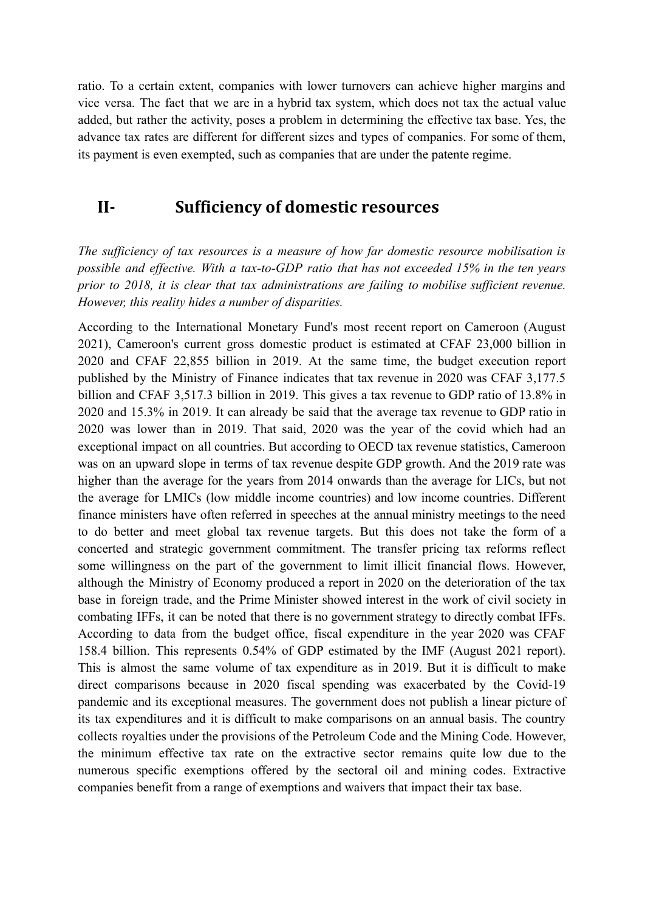ratio. To a certain extent, companies with lower turnovers can achieve higher margins and vice versa. The fact that we are in a hybrid tax system, which does not tax the actual value added, but rather the activity, poses a problem in determining the effective tax base. Yes, the advance tax rates are different for different sizes and types of companies. For some of them, its payment is even exempted, such as companies that are under the patente regime.

## II- Sufficiency of domestic resources

*The sufficiency of tax resources is a measure of how far domestic resource mobilisation is possible and effective. With a tax-to-GDP ratio that has not exceeded 15% in the ten years prior to 2018, it is clear that tax administrations are failing to mobilise sufficient revenue. However, this reality hides a number of disparities.*

According to the International Monetary Fund's most recent report on Cameroon (August 2021), Cameroon's current gross domestic product is estimated at CFAF 23,000 billion in 2020 and CFAF 22,855 billion in 2019. At the same time, the budget execution report published by the Ministry of Finance indicates that tax revenue in 2020 was CFAF 3,177.5 billion and CFAF 3,517.3 billion in 2019. This gives a tax revenue to GDP ratio of 13.8% in 2020 and 15.3% in 2019. It can already be said that the average tax revenue to GDP ratio in 2020 was lower than in 2019. That said, 2020 was the year of the covid which had an exceptional impact on all countries. But according to OECD tax revenue statistics, Cameroon was on an upward slope in terms of tax revenue despite GDP growth. And the 2019 rate was higher than the average for the years from 2014 onwards than the average for LICs, but not the average for LMICs (low middle income countries) and low income countries. Different finance ministers have often referred in speeches at the annual ministry meetings to the need to do better and meet global tax revenue targets. But this does not take the form of a concerted and strategic government commitment. The transfer pricing tax reforms reflect some willingness on the part of the government to limit illicit financial flows. However, although the Ministry of Economy produced a report in 2020 on the deterioration of the tax base in foreign trade, and the Prime Minister showed interest in the work of civil society in combating IFFs, it can be noted that there is no government strategy to directly combat IFFs. According to data from the budget office, fiscal expenditure in the year 2020 was CFAF 158.4 billion. This represents 0.54% of GDP estimated by the IMF (August 2021 report). This is almost the same volume of tax expenditure as in 2019. But it is difficult to make direct comparisons because in 2020 fiscal spending was exacerbated by the Covid-19 pandemic and its exceptional measures. The government does not publish a linear picture of its tax expenditures and it is difficult to make comparisons on an annual basis. The country collects royalties under the provisions of the Petroleum Code and the Mining Code. However, the minimum effective tax rate on the extractive sector remains quite low due to the numerous specific exemptions offered by the sectoral oil and mining codes. Extractive companies benefit from a range of exemptions and waivers that impact their tax base.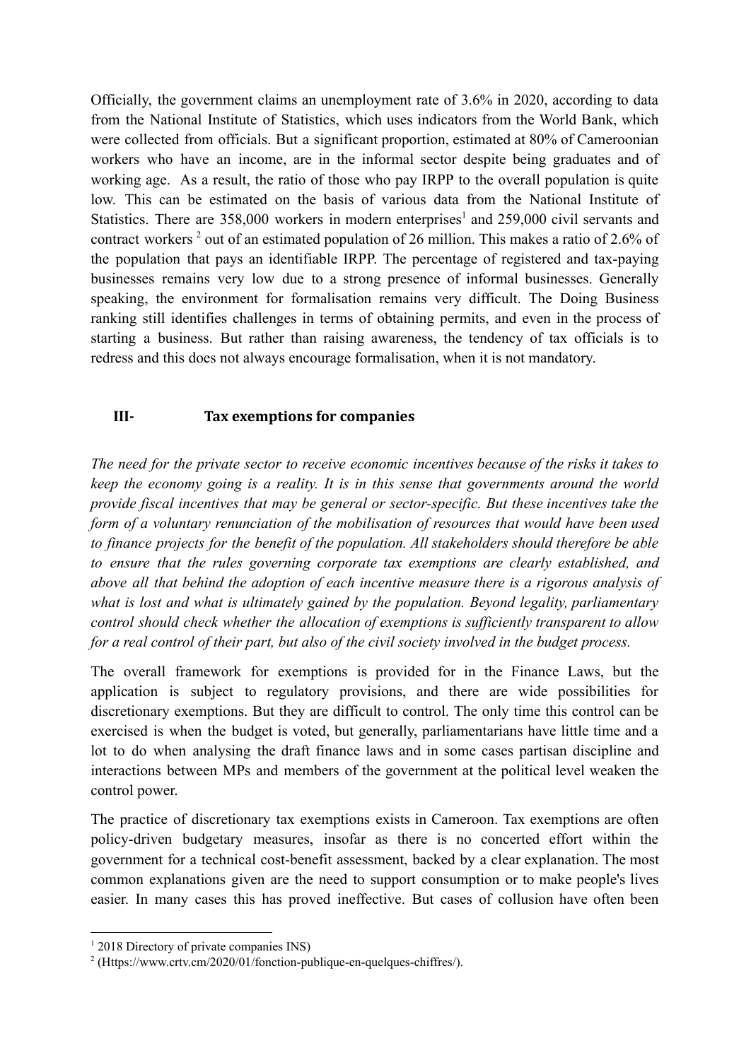Officially, the government claims an unemployment rate of 3.6% in 2020, according to data from the National Institute of Statistics, which uses indicators from the World Bank, which were collected from officials. But a significant proportion, estimated at 80% of Cameroonian workers who have an income, are in the informal sector despite being graduates and of working age. As a result, the ratio of those who pay IRPP to the overall population is quite low. This can be estimated on the basis of various data from the National Institute of Statistics. There are 358,000 workers in modern enterprises[1] and 259,000 civil servants and contract workers [2] out of an estimated population of 26 million. This makes a ratio of 2.6% of the population that pays an identifiable IRPP. The percentage of registered and tax-paying businesses remains very low due to a strong presence of informal businesses. Generally speaking, the environment for formalisation remains very difficult. The Doing Business ranking still identifies challenges in terms of obtaining permits, and even in the process of starting a business. But rather than raising awareness, the tendency of tax officials is to redress and this does not always encourage formalisation, when it is not mandatory.

## III- Tax exemptions for companies

*The need for the private sector to receive economic incentives because of the risks it takes to keep the economy going is a reality. It is in this sense that governments around the world provide fiscal incentives that may be general or sector-specific. But these incentives take the form of a voluntary renunciation of the mobilisation of resources that would have been used to finance projects for the benefit of the population. All stakeholders should therefore be able to ensure that the rules governing corporate tax exemptions are clearly established, and above all that behind the adoption of each incentive measure there is a rigorous analysis of what is lost and what is ultimately gained by the population. Beyond legality, parliamentary control should check whether the allocation of exemptions is sufficiently transparent to allow for a real control of their part, but also of the civil society involved in the budget process.*

The overall framework for exemptions is provided for in the Finance Laws, but the application is subject to regulatory provisions, and there are wide possibilities for discretionary exemptions. But they are difficult to control. The only time this control can be exercised is when the budget is voted, but generally, parliamentarians have little time and a lot to do when analysing the draft finance laws and in some cases partisan discipline and interactions between MPs and members of the government at the political level weaken the control power.

The practice of discretionary tax exemptions exists in Cameroon. Tax exemptions are often policy-driven budgetary measures, insofar as there is no concerted effort within the government for a technical cost-benefit assessment, backed by a clear explanation. The most common explanations given are the need to support consumption or to make people's lives easier. In many cases this has proved ineffective. But cases of collusion have often been

---

[1] 2018 Directory of private companies INS)

[2] (Https://www.crtv.cm/2020/01/fonction-publique-en-quelques-chiffres/).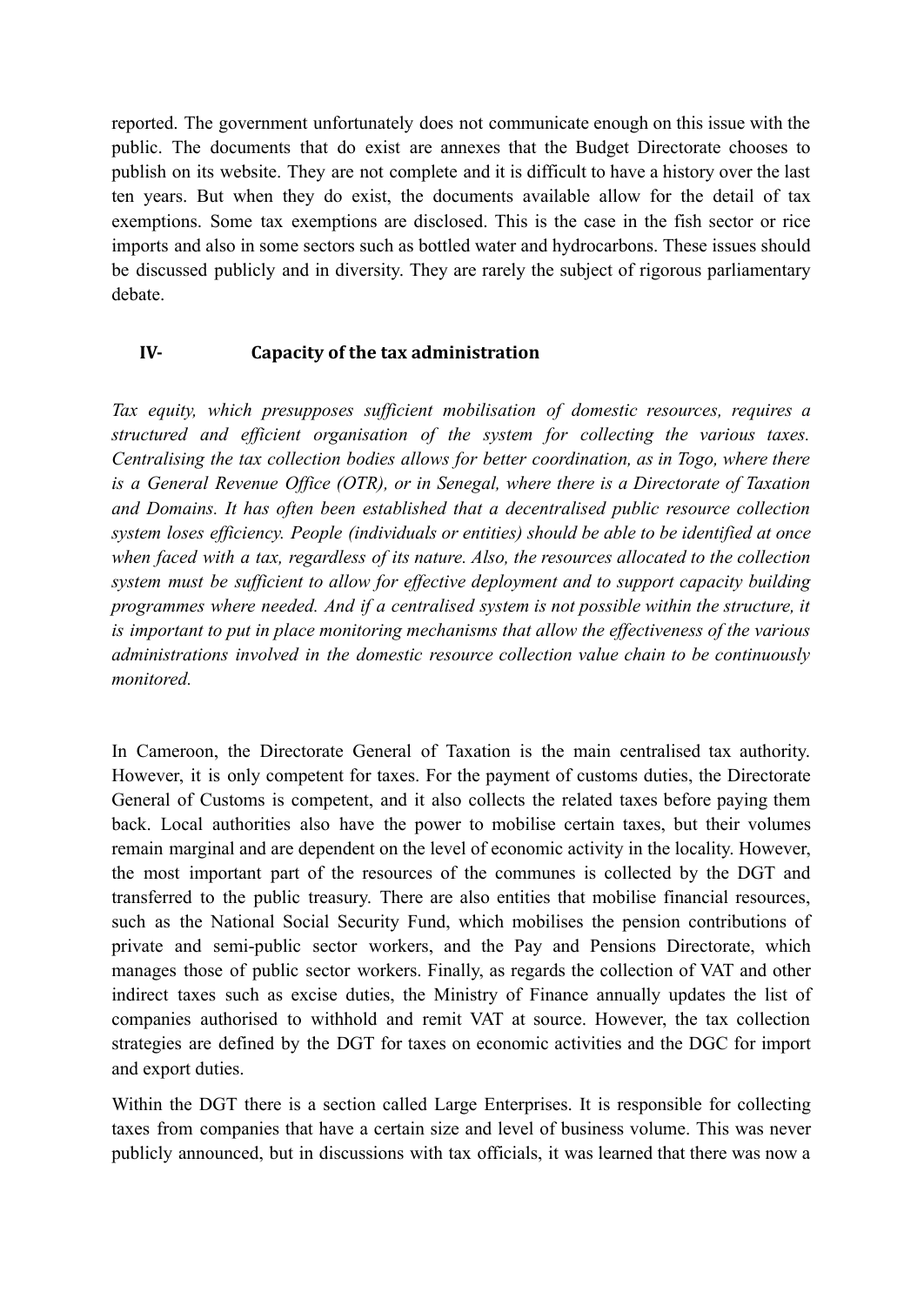reported. The government unfortunately does not communicate enough on this issue with the public. The documents that do exist are annexes that the Budget Directorate chooses to publish on its website. They are not complete and it is difficult to have a history over the last ten years. But when they do exist, the documents available allow for the detail of tax exemptions. Some tax exemptions are disclosed. This is the case in the fish sector or rice imports and also in some sectors such as bottled water and hydrocarbons. These issues should be discussed publicly and in diversity. They are rarely the subject of rigorous parliamentary debate.

## IV- Capacity of the tax administration

*Tax equity, which presupposes sufficient mobilisation of domestic resources, requires a structured and efficient organisation of the system for collecting the various taxes. Centralising the tax collection bodies allows for better coordination, as in Togo, where there is a General Revenue Office (OTR), or in Senegal, where there is a Directorate of Taxation and Domains. It has often been established that a decentralised public resource collection system loses efficiency. People (individuals or entities) should be able to be identified at once when faced with a tax, regardless of its nature. Also, the resources allocated to the collection system must be sufficient to allow for effective deployment and to support capacity building programmes where needed. And if a centralised system is not possible within the structure, it is important to put in place monitoring mechanisms that allow the effectiveness of the various administrations involved in the domestic resource collection value chain to be continuously monitored.*

In Cameroon, the Directorate General of Taxation is the main centralised tax authority. However, it is only competent for taxes. For the payment of customs duties, the Directorate General of Customs is competent, and it also collects the related taxes before paying them back. Local authorities also have the power to mobilise certain taxes, but their volumes remain marginal and are dependent on the level of economic activity in the locality. However, the most important part of the resources of the communes is collected by the DGT and transferred to the public treasury. There are also entities that mobilise financial resources, such as the National Social Security Fund, which mobilises the pension contributions of private and semi-public sector workers, and the Pay and Pensions Directorate, which manages those of public sector workers. Finally, as regards the collection of VAT and other indirect taxes such as excise duties, the Ministry of Finance annually updates the list of companies authorised to withhold and remit VAT at source. However, the tax collection strategies are defined by the DGT for taxes on economic activities and the DGC for import and export duties.

Within the DGT there is a section called Large Enterprises. It is responsible for collecting taxes from companies that have a certain size and level of business volume. This was never publicly announced, but in discussions with tax officials, it was learned that there was now a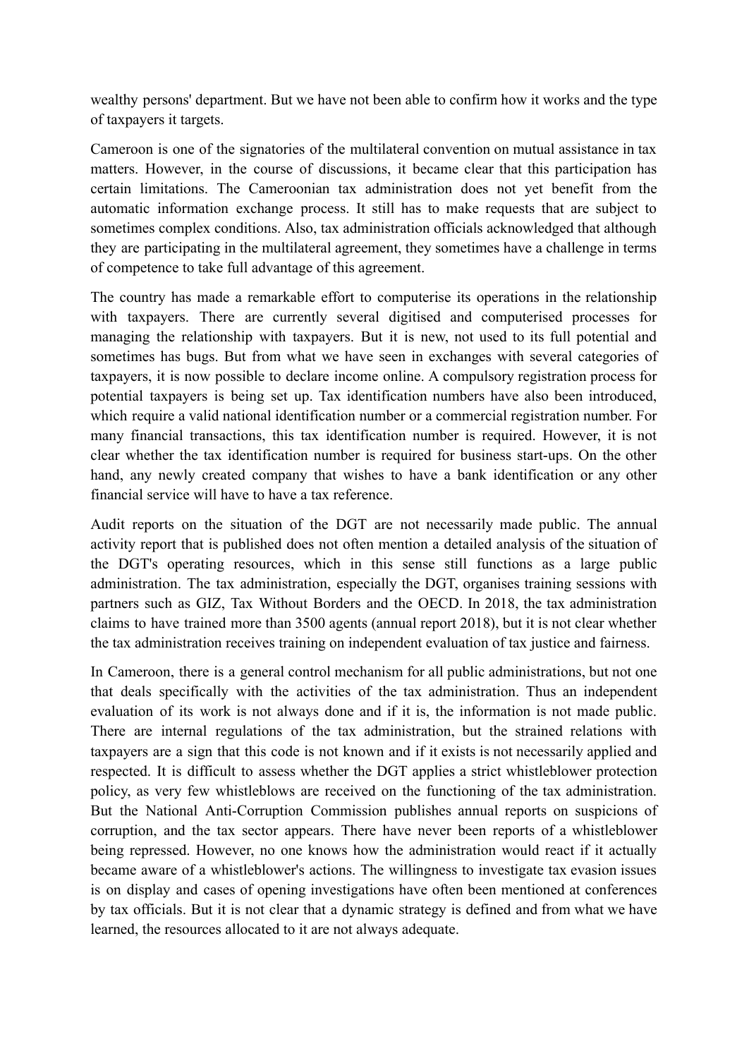wealthy persons' department. But we have not been able to confirm how it works and the type of taxpayers it targets.

Cameroon is one of the signatories of the multilateral convention on mutual assistance in tax matters. However, in the course of discussions, it became clear that this participation has certain limitations. The Cameroonian tax administration does not yet benefit from the automatic information exchange process. It still has to make requests that are subject to sometimes complex conditions. Also, tax administration officials acknowledged that although they are participating in the multilateral agreement, they sometimes have a challenge in terms of competence to take full advantage of this agreement.

The country has made a remarkable effort to computerise its operations in the relationship with taxpayers. There are currently several digitised and computerised processes for managing the relationship with taxpayers. But it is new, not used to its full potential and sometimes has bugs. But from what we have seen in exchanges with several categories of taxpayers, it is now possible to declare income online. A compulsory registration process for potential taxpayers is being set up. Tax identification numbers have also been introduced, which require a valid national identification number or a commercial registration number. For many financial transactions, this tax identification number is required. However, it is not clear whether the tax identification number is required for business start-ups. On the other hand, any newly created company that wishes to have a bank identification or any other financial service will have to have a tax reference.

Audit reports on the situation of the DGT are not necessarily made public. The annual activity report that is published does not often mention a detailed analysis of the situation of the DGT's operating resources, which in this sense still functions as a large public administration. The tax administration, especially the DGT, organises training sessions with partners such as GIZ, Tax Without Borders and the OECD. In 2018, the tax administration claims to have trained more than 3500 agents (annual report 2018), but it is not clear whether the tax administration receives training on independent evaluation of tax justice and fairness.

In Cameroon, there is a general control mechanism for all public administrations, but not one that deals specifically with the activities of the tax administration. Thus an independent evaluation of its work is not always done and if it is, the information is not made public. There are internal regulations of the tax administration, but the strained relations with taxpayers are a sign that this code is not known and if it exists is not necessarily applied and respected. It is difficult to assess whether the DGT applies a strict whistleblower protection policy, as very few whistleblows are received on the functioning of the tax administration. But the National Anti-Corruption Commission publishes annual reports on suspicions of corruption, and the tax sector appears. There have never been reports of a whistleblower being repressed. However, no one knows how the administration would react if it actually became aware of a whistleblower's actions. The willingness to investigate tax evasion issues is on display and cases of opening investigations have often been mentioned at conferences by tax officials. But it is not clear that a dynamic strategy is defined and from what we have learned, the resources allocated to it are not always adequate.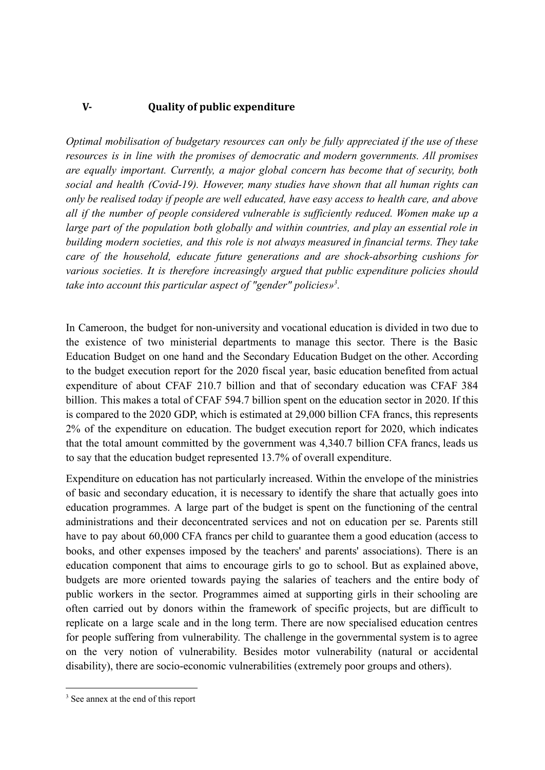## V- Quality of public expenditure

*Optimal mobilisation of budgetary resources can only be fully appreciated if the use of these resources is in line with the promises of democratic and modern governments. All promises are equally important. Currently, a major global concern has become that of security, both social and health (Covid-19). However, many studies have shown that all human rights can only be realised today if people are well educated, have easy access to health care, and above all if the number of people considered vulnerable is sufficiently reduced. Women make up a large part of the population both globally and within countries, and play an essential role in building modern societies, and this role is not always measured in financial terms. They take care of the household, educate future generations and are shock-absorbing cushions for various societies. It is therefore increasingly argued that public expenditure policies should take into account this particular aspect of "gender" policies»[3].*

In Cameroon, the budget for non-university and vocational education is divided in two due to the existence of two ministerial departments to manage this sector. There is the Basic Education Budget on one hand and the Secondary Education Budget on the other. According to the budget execution report for the 2020 fiscal year, basic education benefited from actual expenditure of about CFAF 210.7 billion and that of secondary education was CFAF 384 billion. This makes a total of CFAF 594.7 billion spent on the education sector in 2020. If this is compared to the 2020 GDP, which is estimated at 29,000 billion CFA francs, this represents 2% of the expenditure on education. The budget execution report for 2020, which indicates that the total amount committed by the government was 4,340.7 billion CFA francs, leads us to say that the education budget represented 13.7% of overall expenditure.

Expenditure on education has not particularly increased. Within the envelope of the ministries of basic and secondary education, it is necessary to identify the share that actually goes into education programmes. A large part of the budget is spent on the functioning of the central administrations and their deconcentrated services and not on education per se. Parents still have to pay about 60,000 CFA francs per child to guarantee them a good education (access to books, and other expenses imposed by the teachers' and parents' associations). There is an education component that aims to encourage girls to go to school. But as explained above, budgets are more oriented towards paying the salaries of teachers and the entire body of public workers in the sector. Programmes aimed at supporting girls in their schooling are often carried out by donors within the framework of specific projects, but are difficult to replicate on a large scale and in the long term. There are now specialised education centres for people suffering from vulnerability. The challenge in the governmental system is to agree on the very notion of vulnerability. Besides motor vulnerability (natural or accidental disability), there are socio-economic vulnerabilities (extremely poor groups and others).

[3] See annex at the end of this report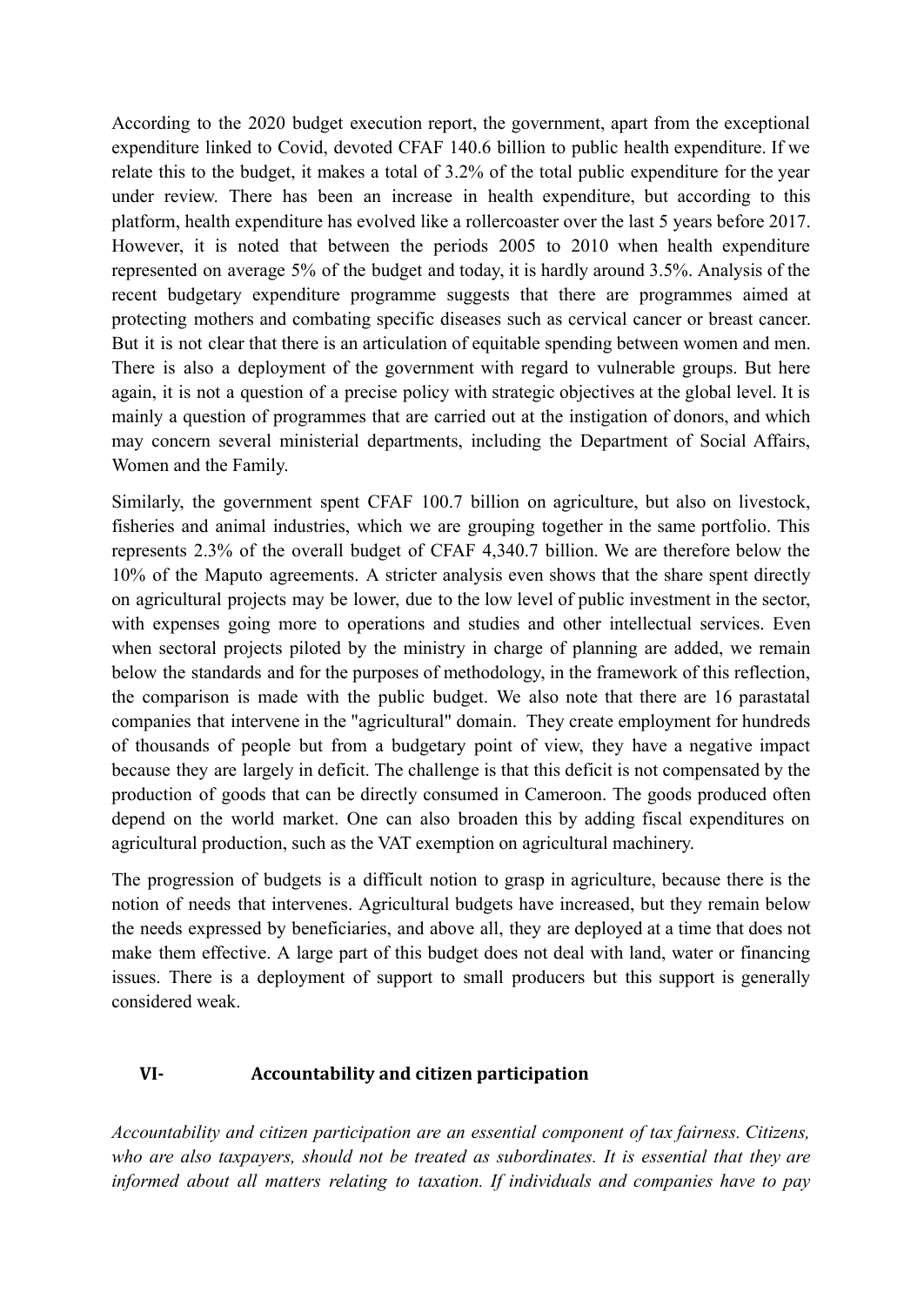According to the 2020 budget execution report, the government, apart from the exceptional expenditure linked to Covid, devoted CFAF 140.6 billion to public health expenditure. If we relate this to the budget, it makes a total of 3.2% of the total public expenditure for the year under review. There has been an increase in health expenditure, but according to this platform, health expenditure has evolved like a rollercoaster over the last 5 years before 2017. However, it is noted that between the periods 2005 to 2010 when health expenditure represented on average 5% of the budget and today, it is hardly around 3.5%. Analysis of the recent budgetary expenditure programme suggests that there are programmes aimed at protecting mothers and combating specific diseases such as cervical cancer or breast cancer. But it is not clear that there is an articulation of equitable spending between women and men. There is also a deployment of the government with regard to vulnerable groups. But here again, it is not a question of a precise policy with strategic objectives at the global level. It is mainly a question of programmes that are carried out at the instigation of donors, and which may concern several ministerial departments, including the Department of Social Affairs, Women and the Family.

Similarly, the government spent CFAF 100.7 billion on agriculture, but also on livestock, fisheries and animal industries, which we are grouping together in the same portfolio. This represents 2.3% of the overall budget of CFAF 4,340.7 billion. We are therefore below the 10% of the Maputo agreements. A stricter analysis even shows that the share spent directly on agricultural projects may be lower, due to the low level of public investment in the sector, with expenses going more to operations and studies and other intellectual services. Even when sectoral projects piloted by the ministry in charge of planning are added, we remain below the standards and for the purposes of methodology, in the framework of this reflection, the comparison is made with the public budget. We also note that there are 16 parastatal companies that intervene in the "agricultural" domain. They create employment for hundreds of thousands of people but from a budgetary point of view, they have a negative impact because they are largely in deficit. The challenge is that this deficit is not compensated by the production of goods that can be directly consumed in Cameroon. The goods produced often depend on the world market. One can also broaden this by adding fiscal expenditures on agricultural production, such as the VAT exemption on agricultural machinery.

The progression of budgets is a difficult notion to grasp in agriculture, because there is the notion of needs that intervenes. Agricultural budgets have increased, but they remain below the needs expressed by beneficiaries, and above all, they are deployed at a time that does not make them effective. A large part of this budget does not deal with land, water or financing issues. There is a deployment of support to small producers but this support is generally considered weak.

## VI- Accountability and citizen participation

*Accountability and citizen participation are an essential component of tax fairness. Citizens, who are also taxpayers, should not be treated as subordinates. It is essential that they are informed about all matters relating to taxation. If individuals and companies have to pay*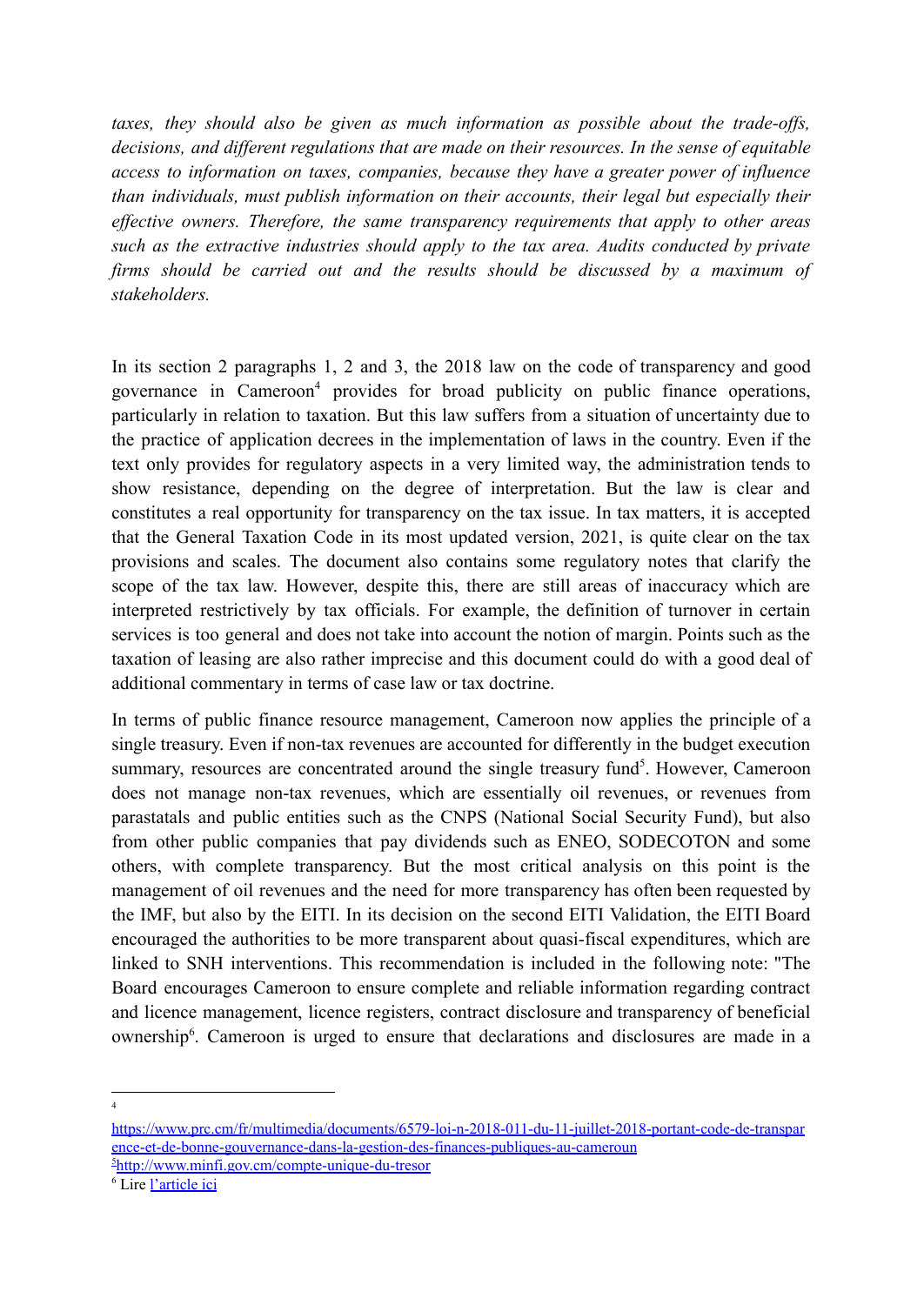*taxes, they should also be given as much information as possible about the trade-offs, decisions, and different regulations that are made on their resources. In the sense of equitable access to information on taxes, companies, because they have a greater power of influence than individuals, must publish information on their accounts, their legal but especially their effective owners. Therefore, the same transparency requirements that apply to other areas such as the extractive industries should apply to the tax area. Audits conducted by private firms should be carried out and the results should be discussed by a maximum of stakeholders.*

In its section 2 paragraphs 1, 2 and 3, the 2018 law on the code of transparency and good governance in Cameroon[4] provides for broad publicity on public finance operations, particularly in relation to taxation. But this law suffers from a situation of uncertainty due to the practice of application decrees in the implementation of laws in the country. Even if the text only provides for regulatory aspects in a very limited way, the administration tends to show resistance, depending on the degree of interpretation. But the law is clear and constitutes a real opportunity for transparency on the tax issue. In tax matters, it is accepted that the General Taxation Code in its most updated version, 2021, is quite clear on the tax provisions and scales. The document also contains some regulatory notes that clarify the scope of the tax law. However, despite this, there are still areas of inaccuracy which are interpreted restrictively by tax officials. For example, the definition of turnover in certain services is too general and does not take into account the notion of margin. Points such as the taxation of leasing are also rather imprecise and this document could do with a good deal of additional commentary in terms of case law or tax doctrine.

In terms of public finance resource management, Cameroon now applies the principle of a single treasury. Even if non-tax revenues are accounted for differently in the budget execution summary, resources are concentrated around the single treasury fund[5]. However, Cameroon does not manage non-tax revenues, which are essentially oil revenues, or revenues from parastatals and public entities such as the CNPS (National Social Security Fund), but also from other public companies that pay dividends such as ENEO, SODECOTON and some others, with complete transparency. But the most critical analysis on this point is the management of oil revenues and the need for more transparency has often been requested by the IMF, but also by the EITI. In its decision on the second EITI Validation, the EITI Board encouraged the authorities to be more transparent about quasi-fiscal expenditures, which are linked to SNH interventions. This recommendation is included in the following note: "The Board encourages Cameroon to ensure complete and reliable information regarding contract and licence management, licence registers, contract disclosure and transparency of beneficial ownership[6]. Cameroon is urged to ensure that declarations and disclosures are made in a

---

[4] https://www.prc.cm/fr/multimedia/documents/6579-loi-n-2018-011-du-11-juillet-2018-portant-code-de-transparence-et-de-bonne-gouvernance-dans-la-gestion-des-finances-publiques-au-cameroun

[5] http://www.minfi.gov.cm/compte-unique-du-tresor

[6] Lire l'article ici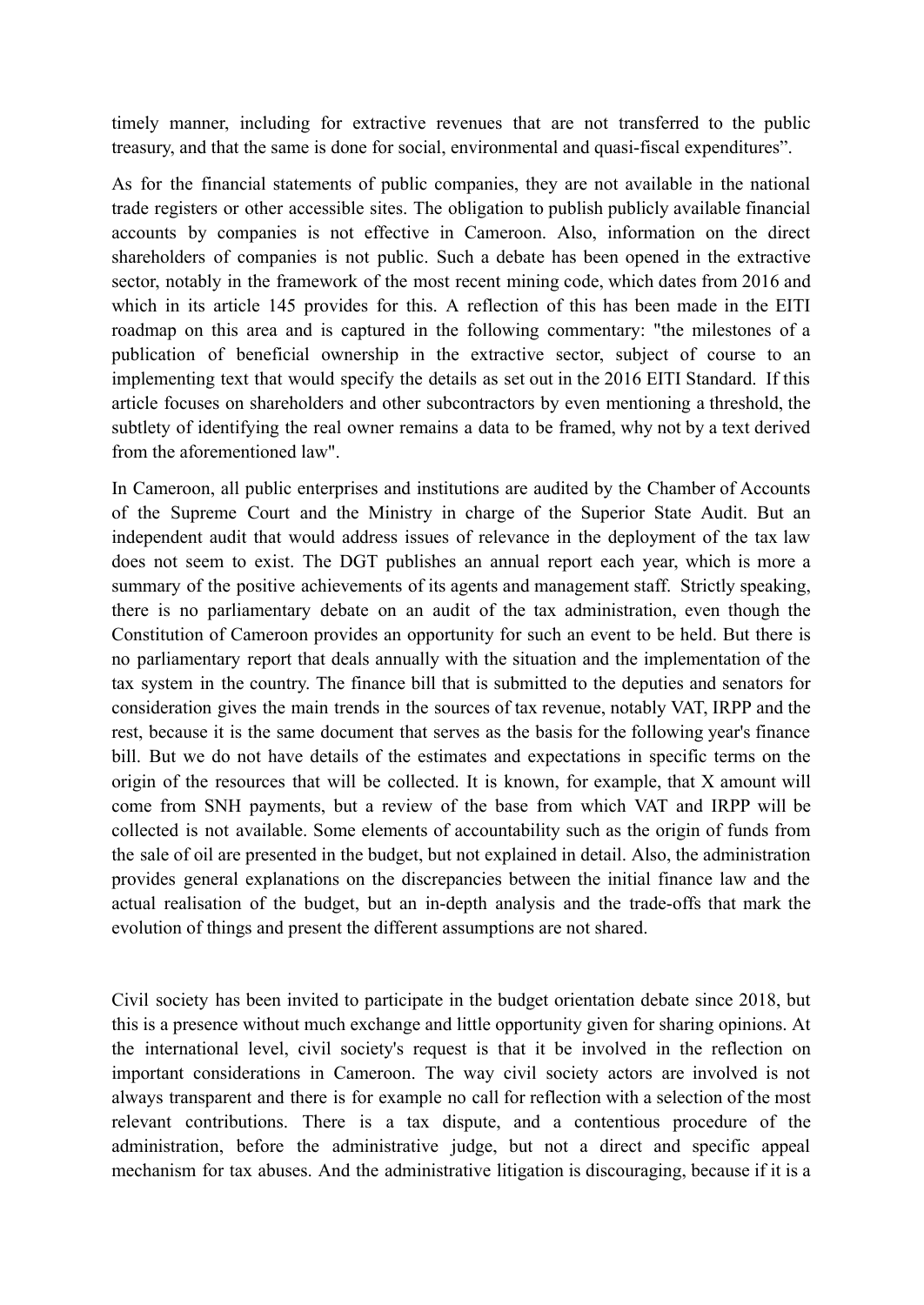timely manner, including for extractive revenues that are not transferred to the public treasury, and that the same is done for social, environmental and quasi-fiscal expenditures".

As for the financial statements of public companies, they are not available in the national trade registers or other accessible sites. The obligation to publish publicly available financial accounts by companies is not effective in Cameroon. Also, information on the direct shareholders of companies is not public. Such a debate has been opened in the extractive sector, notably in the framework of the most recent mining code, which dates from 2016 and which in its article 145 provides for this. A reflection of this has been made in the EITI roadmap on this area and is captured in the following commentary: "the milestones of a publication of beneficial ownership in the extractive sector, subject of course to an implementing text that would specify the details as set out in the 2016 EITI Standard. If this article focuses on shareholders and other subcontractors by even mentioning a threshold, the subtlety of identifying the real owner remains a data to be framed, why not by a text derived from the aforementioned law".

In Cameroon, all public enterprises and institutions are audited by the Chamber of Accounts of the Supreme Court and the Ministry in charge of the Superior State Audit. But an independent audit that would address issues of relevance in the deployment of the tax law does not seem to exist. The DGT publishes an annual report each year, which is more a summary of the positive achievements of its agents and management staff. Strictly speaking, there is no parliamentary debate on an audit of the tax administration, even though the Constitution of Cameroon provides an opportunity for such an event to be held. But there is no parliamentary report that deals annually with the situation and the implementation of the tax system in the country. The finance bill that is submitted to the deputies and senators for consideration gives the main trends in the sources of tax revenue, notably VAT, IRPP and the rest, because it is the same document that serves as the basis for the following year's finance bill. But we do not have details of the estimates and expectations in specific terms on the origin of the resources that will be collected. It is known, for example, that X amount will come from SNH payments, but a review of the base from which VAT and IRPP will be collected is not available. Some elements of accountability such as the origin of funds from the sale of oil are presented in the budget, but not explained in detail. Also, the administration provides general explanations on the discrepancies between the initial finance law and the actual realisation of the budget, but an in-depth analysis and the trade-offs that mark the evolution of things and present the different assumptions are not shared.

Civil society has been invited to participate in the budget orientation debate since 2018, but this is a presence without much exchange and little opportunity given for sharing opinions. At the international level, civil society's request is that it be involved in the reflection on important considerations in Cameroon. The way civil society actors are involved is not always transparent and there is for example no call for reflection with a selection of the most relevant contributions. There is a tax dispute, and a contentious procedure of the administration, before the administrative judge, but not a direct and specific appeal mechanism for tax abuses. And the administrative litigation is discouraging, because if it is a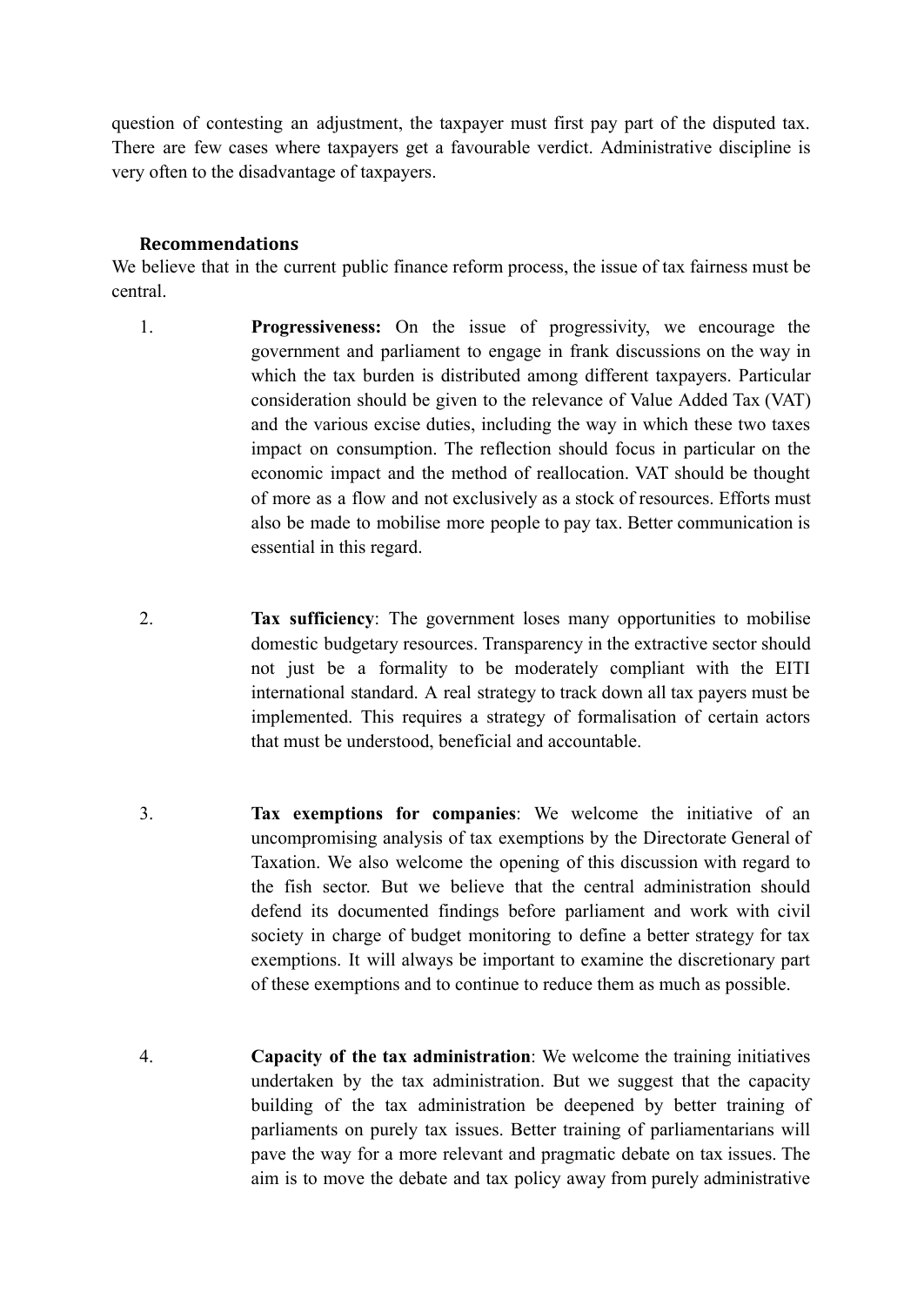question of contesting an adjustment, the taxpayer must first pay part of the disputed tax. There are few cases where taxpayers get a favourable verdict. Administrative discipline is very often to the disadvantage of taxpayers.

### Recommendations

We believe that in the current public finance reform process, the issue of tax fairness must be central.

1. **Progressiveness:** On the issue of progressivity, we encourage the government and parliament to engage in frank discussions on the way in which the tax burden is distributed among different taxpayers. Particular consideration should be given to the relevance of Value Added Tax (VAT) and the various excise duties, including the way in which these two taxes impact on consumption. The reflection should focus in particular on the economic impact and the method of reallocation. VAT should be thought of more as a flow and not exclusively as a stock of resources. Efforts must also be made to mobilise more people to pay tax. Better communication is essential in this regard.

2. **Tax sufficiency**: The government loses many opportunities to mobilise domestic budgetary resources. Transparency in the extractive sector should not just be a formality to be moderately compliant with the EITI international standard. A real strategy to track down all tax payers must be implemented. This requires a strategy of formalisation of certain actors that must be understood, beneficial and accountable.

3. **Tax exemptions for companies**: We welcome the initiative of an uncompromising analysis of tax exemptions by the Directorate General of Taxation. We also welcome the opening of this discussion with regard to the fish sector. But we believe that the central administration should defend its documented findings before parliament and work with civil society in charge of budget monitoring to define a better strategy for tax exemptions. It will always be important to examine the discretionary part of these exemptions and to continue to reduce them as much as possible.

4. **Capacity of the tax administration**: We welcome the training initiatives undertaken by the tax administration. But we suggest that the capacity building of the tax administration be deepened by better training of parliaments on purely tax issues. Better training of parliamentarians will pave the way for a more relevant and pragmatic debate on tax issues. The aim is to move the debate and tax policy away from purely administrative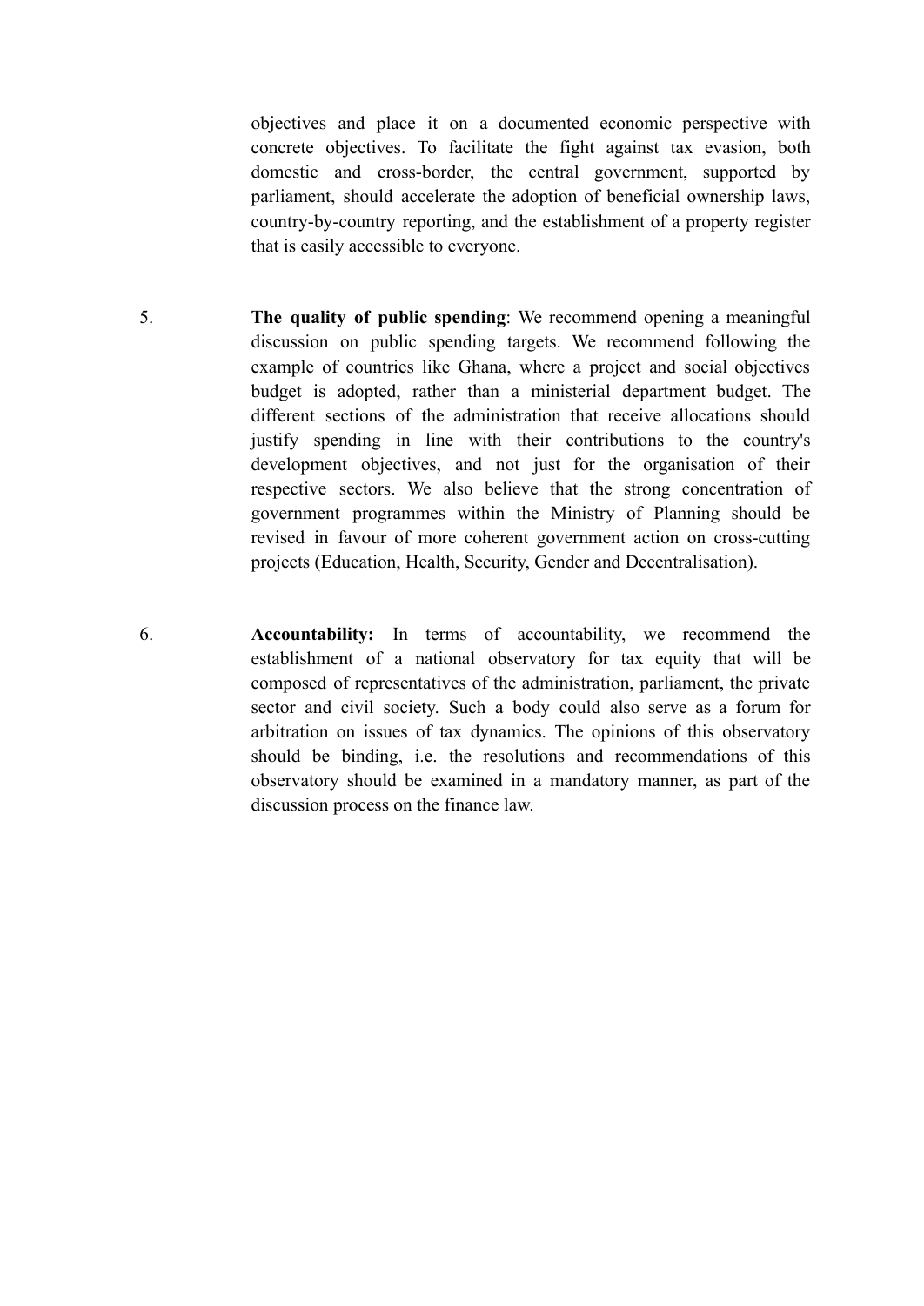objectives and place it on a documented economic perspective with concrete objectives. To facilitate the fight against tax evasion, both domestic and cross-border, the central government, supported by parliament, should accelerate the adoption of beneficial ownership laws, country-by-country reporting, and the establishment of a property register that is easily accessible to everyone.

5. **The quality of public spending**: We recommend opening a meaningful discussion on public spending targets. We recommend following the example of countries like Ghana, where a project and social objectives budget is adopted, rather than a ministerial department budget. The different sections of the administration that receive allocations should justify spending in line with their contributions to the country's development objectives, and not just for the organisation of their respective sectors. We also believe that the strong concentration of government programmes within the Ministry of Planning should be revised in favour of more coherent government action on cross-cutting projects (Education, Health, Security, Gender and Decentralisation).

6. **Accountability:** In terms of accountability, we recommend the establishment of a national observatory for tax equity that will be composed of representatives of the administration, parliament, the private sector and civil society. Such a body could also serve as a forum for arbitration on issues of tax dynamics. The opinions of this observatory should be binding, i.e. the resolutions and recommendations of this observatory should be examined in a mandatory manner, as part of the discussion process on the finance law.